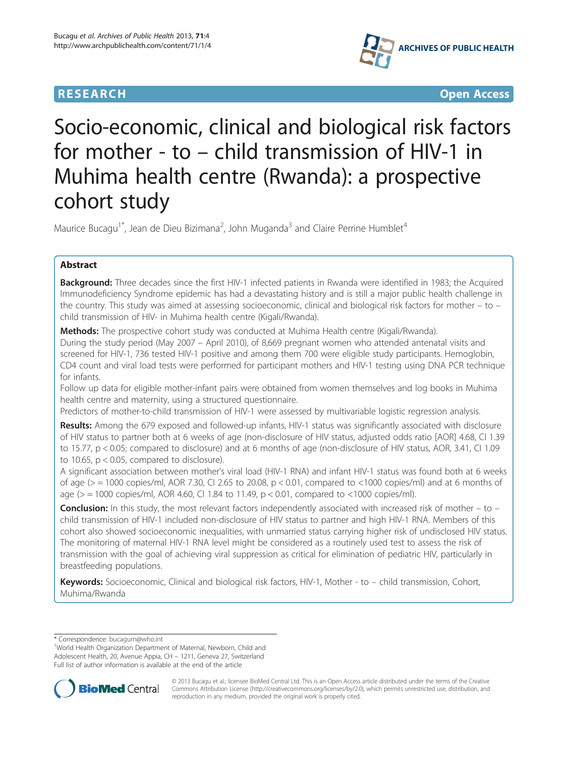RESEARCH Open Access

# Socio-economic, clinical and biological risk factors for mother - to – child transmission of HIV-1 in Muhima health centre (Rwanda): a prospective cohort study

Maurice Bucagu[1*], Jean de Dieu Bizimana[2], John Muganda[3] and Claire Perrine Humblet[4]

## Abstract

**Background:** Three decades since the first HIV-1 infected patients in Rwanda were identified in 1983; the Acquired Immunodeficiency Syndrome epidemic has had a devastating history and is still a major public health challenge in the country. This study was aimed at assessing socioeconomic, clinical and biological risk factors for mother – to – child transmission of HIV- in Muhima health centre (Kigali/Rwanda).

**Methods:** The prospective cohort study was conducted at Muhima Health centre (Kigali/Rwanda).

During the study period (May 2007 – April 2010), of 8,669 pregnant women who attended antenatal visits and screened for HIV-1, 736 tested HIV-1 positive and among them 700 were eligible study participants. Hemoglobin, CD4 count and viral load tests were performed for participant mothers and HIV-1 testing using DNA PCR technique for infants.

Follow up data for eligible mother-infant pairs were obtained from women themselves and log books in Muhima health centre and maternity, using a structured questionnaire.

Predictors of mother-to-child transmission of HIV-1 were assessed by multivariable logistic regression analysis.

**Results:** Among the 679 exposed and followed-up infants, HIV-1 status was significantly associated with disclosure of HIV status to partner both at 6 weeks of age (non-disclosure of HIV status, adjusted odds ratio [AOR] 4.68, CI 1.39 to 15.77, $p < 0.05$; compared to disclosure) and at 6 months of age (non-disclosure of HIV status, AOR, 3.41, CI 1.09 to 10.65, $p < 0.05$, compared to disclosure).

A significant association between mother's viral load (HIV-1 RNA) and infant HIV-1 status was found both at 6 weeks of age (> = 1000 copies/ml, AOR 7.30, CI 2.65 to 20.08, $p < 0.01$, compared to <1000 copies/ml) and at 6 months of age (> = 1000 copies/ml, AOR 4.60, CI 1.84 to 11.49, $p < 0.01$, compared to <1000 copies/ml).

**Conclusion:** In this study, the most relevant factors independently associated with increased risk of mother – to – child transmission of HIV-1 included non-disclosure of HIV status to partner and high HIV-1 RNA. Members of this cohort also showed socioeconomic inequalities, with unmarried status carrying higher risk of undisclosed HIV status. The monitoring of maternal HIV-1 RNA level might be considered as a routinely used test to assess the risk of transmission with the goal of achieving viral suppression as critical for elimination of pediatric HIV, particularly in breastfeeding populations.

**Keywords:** Socioeconomic, Clinical and biological risk factors, HIV-1, Mother - to – child transmission, Cohort, Muhima/Rwanda

\* Correspondence: bucagum@who.int
[1]World Health Organization Department of Maternal, Newborn, Child and Adolescent Health, 20, Avenue Appia, CH – 1211, Geneva 27, Switzerland
Full list of author information is available at the end of the article

© 2013 Bucagu et al.; licensee BioMed Central Ltd. This is an Open Access article distributed under the terms of the Creative Commons Attribution License (http://creativecommons.org/licenses/by/2.0), which permits unrestricted use, distribution, and reproduction in any medium, provided the original work is properly cited.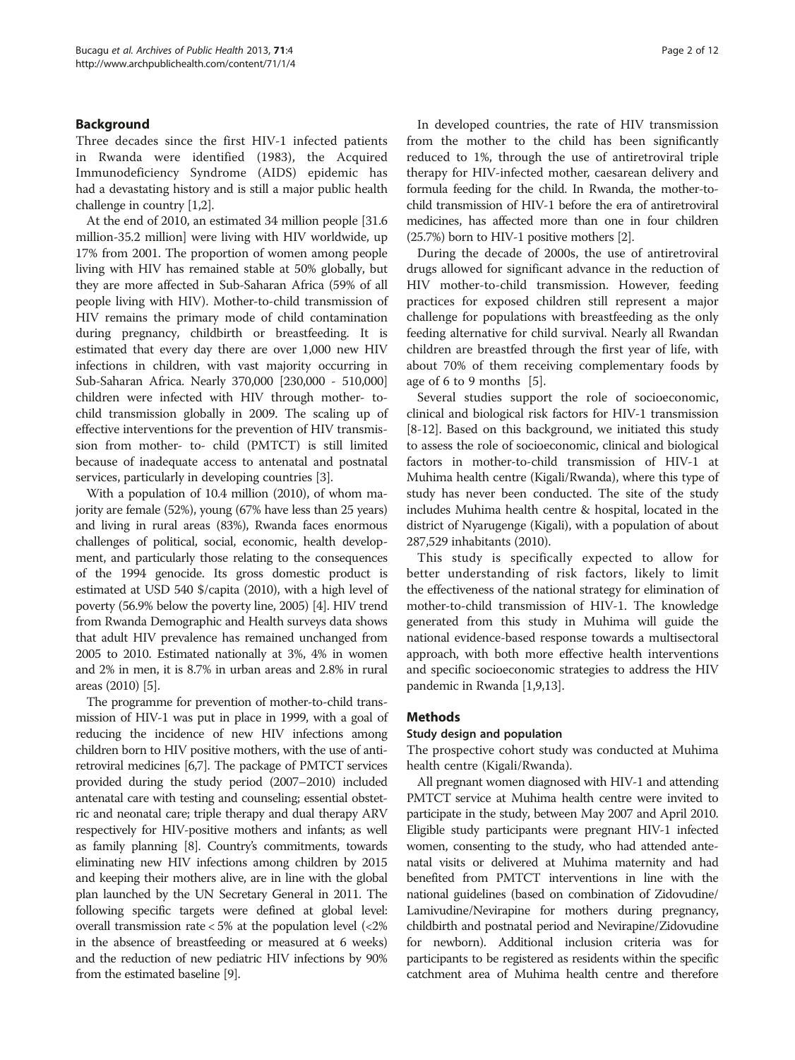## Background

Three decades since the first HIV-1 infected patients in Rwanda were identified (1983), the Acquired Immunodeficiency Syndrome (AIDS) epidemic has had a devastating history and is still a major public health challenge in country [1,2].

At the end of 2010, an estimated 34 million people [31.6 million-35.2 million] were living with HIV worldwide, up 17% from 2001. The proportion of women among people living with HIV has remained stable at 50% globally, but they are more affected in Sub-Saharan Africa (59% of all people living with HIV). Mother-to-child transmission of HIV remains the primary mode of child contamination during pregnancy, childbirth or breastfeeding. It is estimated that every day there are over 1,000 new HIV infections in children, with vast majority occurring in Sub-Saharan Africa. Nearly 370,000 [230,000 - 510,000] children were infected with HIV through mother- to-child transmission globally in 2009. The scaling up of effective interventions for the prevention of HIV transmission from mother- to- child (PMTCT) is still limited because of inadequate access to antenatal and postnatal services, particularly in developing countries [3].

With a population of 10.4 million (2010), of whom majority are female (52%), young (67% have less than 25 years) and living in rural areas (83%), Rwanda faces enormous challenges of political, social, economic, health development, and particularly those relating to the consequences of the 1994 genocide. Its gross domestic product is estimated at USD 540 $/capita (2010), with a high level of poverty (56.9% below the poverty line, 2005) [4]. HIV trend from Rwanda Demographic and Health surveys data shows that adult HIV prevalence has remained unchanged from 2005 to 2010. Estimated nationally at 3%, 4% in women and 2% in men, it is 8.7% in urban areas and 2.8% in rural areas (2010) [5].

The programme for prevention of mother-to-child transmission of HIV-1 was put in place in 1999, with a goal of reducing the incidence of new HIV infections among children born to HIV positive mothers, with the use of antiretroviral medicines [6,7]. The package of PMTCT services provided during the study period (2007–2010) included antenatal care with testing and counseling; essential obstetric and neonatal care; triple therapy and dual therapy ARV respectively for HIV-positive mothers and infants; as well as family planning [8]. Country's commitments, towards eliminating new HIV infections among children by 2015 and keeping their mothers alive, are in line with the global plan launched by the UN Secretary General in 2011. The following specific targets were defined at global level: overall transmission rate < 5% at the population level (<2% in the absence of breastfeeding or measured at 6 weeks) and the reduction of new pediatric HIV infections by 90% from the estimated baseline [9].

In developed countries, the rate of HIV transmission from the mother to the child has been significantly reduced to 1%, through the use of antiretroviral triple therapy for HIV-infected mother, caesarean delivery and formula feeding for the child. In Rwanda, the mother-to-child transmission of HIV-1 before the era of antiretroviral medicines, has affected more than one in four children (25.7%) born to HIV-1 positive mothers [2].

During the decade of 2000s, the use of antiretroviral drugs allowed for significant advance in the reduction of HIV mother-to-child transmission. However, feeding practices for exposed children still represent a major challenge for populations with breastfeeding as the only feeding alternative for child survival. Nearly all Rwandan children are breastfed through the first year of life, with about 70% of them receiving complementary foods by age of 6 to 9 months [5].

Several studies support the role of socioeconomic, clinical and biological risk factors for HIV-1 transmission [8-12]. Based on this background, we initiated this study to assess the role of socioeconomic, clinical and biological factors in mother-to-child transmission of HIV-1 at Muhima health centre (Kigali/Rwanda), where this type of study has never been conducted. The site of the study includes Muhima health centre & hospital, located in the district of Nyarugenge (Kigali), with a population of about 287,529 inhabitants (2010).

This study is specifically expected to allow for better understanding of risk factors, likely to limit the effectiveness of the national strategy for elimination of mother-to-child transmission of HIV-1. The knowledge generated from this study in Muhima will guide the national evidence-based response towards a multisectoral approach, with both more effective health interventions and specific socioeconomic strategies to address the HIV pandemic in Rwanda [1,9,13].

## Methods

### Study design and population

The prospective cohort study was conducted at Muhima health centre (Kigali/Rwanda).

All pregnant women diagnosed with HIV-1 and attending PMTCT service at Muhima health centre were invited to participate in the study, between May 2007 and April 2010. Eligible study participants were pregnant HIV-1 infected women, consenting to the study, who had attended antenatal visits or delivered at Muhima maternity and had benefited from PMTCT interventions in line with the national guidelines (based on combination of Zidovudine/Lamivudine/Nevirapine for mothers during pregnancy, childbirth and postnatal period and Nevirapine/Zidovudine for newborn). Additional inclusion criteria was for participants to be registered as residents within the specific catchment area of Muhima health centre and therefore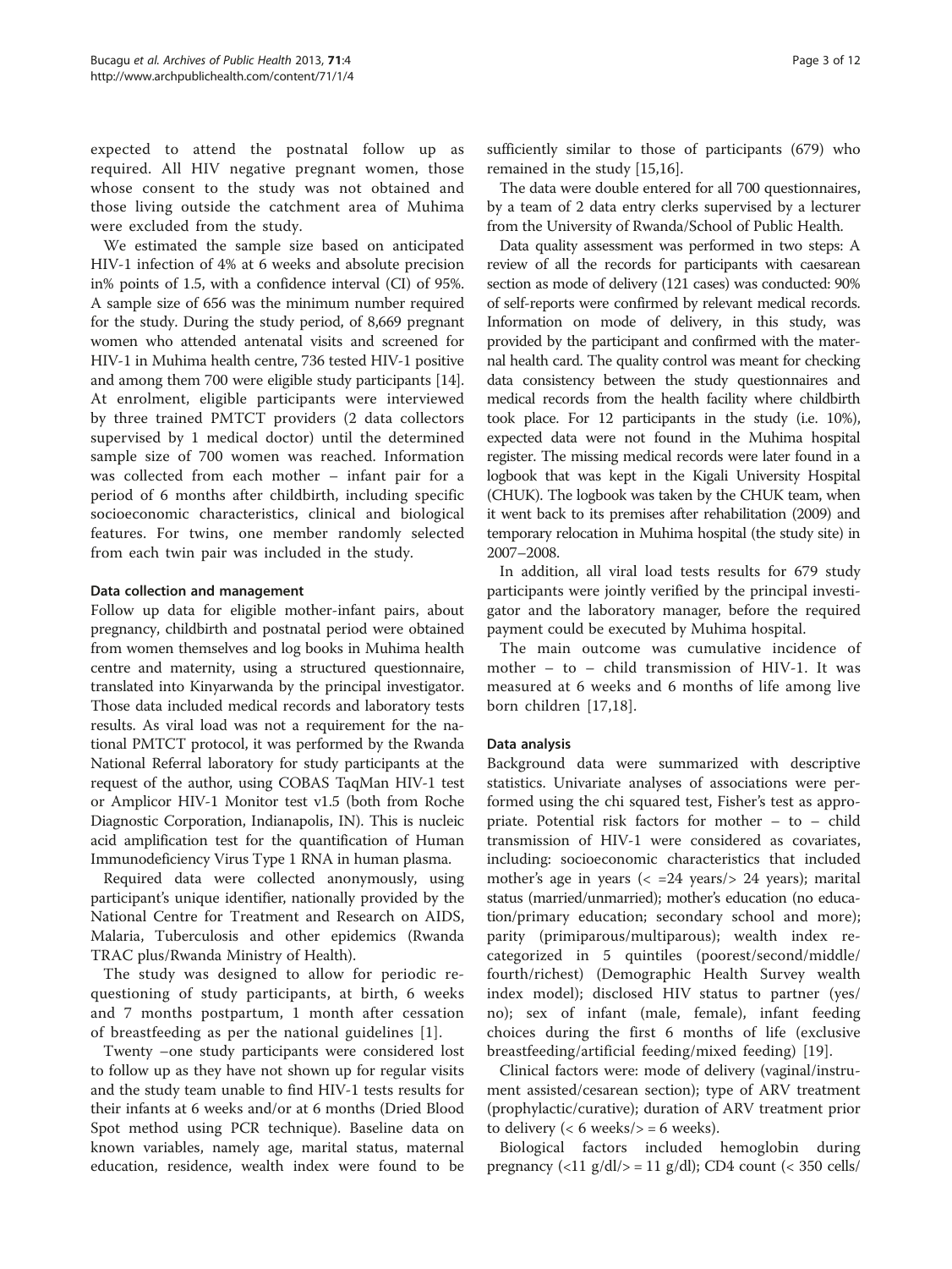expected to attend the postnatal follow up as required. All HIV negative pregnant women, those whose consent to the study was not obtained and those living outside the catchment area of Muhima were excluded from the study.

We estimated the sample size based on anticipated HIV-1 infection of 4% at 6 weeks and absolute precision in% points of 1.5, with a confidence interval (CI) of 95%. A sample size of 656 was the minimum number required for the study. During the study period, of 8,669 pregnant women who attended antenatal visits and screened for HIV-1 in Muhima health centre, 736 tested HIV-1 positive and among them 700 were eligible study participants [14]. At enrolment, eligible participants were interviewed by three trained PMTCT providers (2 data collectors supervised by 1 medical doctor) until the determined sample size of 700 women was reached. Information was collected from each mother – infant pair for a period of 6 months after childbirth, including specific socioeconomic characteristics, clinical and biological features. For twins, one member randomly selected from each twin pair was included in the study.

#### Data collection and management

Follow up data for eligible mother-infant pairs, about pregnancy, childbirth and postnatal period were obtained from women themselves and log books in Muhima health centre and maternity, using a structured questionnaire, translated into Kinyarwanda by the principal investigator. Those data included medical records and laboratory tests results. As viral load was not a requirement for the national PMTCT protocol, it was performed by the Rwanda National Referral laboratory for study participants at the request of the author, using COBAS TaqMan HIV-1 test or Amplicor HIV-1 Monitor test v1.5 (both from Roche Diagnostic Corporation, Indianapolis, IN). This is nucleic acid amplification test for the quantification of Human Immunodeficiency Virus Type 1 RNA in human plasma.

Required data were collected anonymously, using participant's unique identifier, nationally provided by the National Centre for Treatment and Research on AIDS, Malaria, Tuberculosis and other epidemics (Rwanda TRAC plus/Rwanda Ministry of Health).

The study was designed to allow for periodic re-questioning of study participants, at birth, 6 weeks and 7 months postpartum, 1 month after cessation of breastfeeding as per the national guidelines [1].

Twenty –one study participants were considered lost to follow up as they have not shown up for regular visits and the study team unable to find HIV-1 tests results for their infants at 6 weeks and/or at 6 months (Dried Blood Spot method using PCR technique). Baseline data on known variables, namely age, marital status, maternal education, residence, wealth index were found to be sufficiently similar to those of participants (679) who remained in the study [15,16].

The data were double entered for all 700 questionnaires, by a team of 2 data entry clerks supervised by a lecturer from the University of Rwanda/School of Public Health.

Data quality assessment was performed in two steps: A review of all the records for participants with caesarean section as mode of delivery (121 cases) was conducted: 90% of self-reports were confirmed by relevant medical records. Information on mode of delivery, in this study, was provided by the participant and confirmed with the maternal health card. The quality control was meant for checking data consistency between the study questionnaires and medical records from the health facility where childbirth took place. For 12 participants in the study (i.e. 10%), expected data were not found in the Muhima hospital register. The missing medical records were later found in a logbook that was kept in the Kigali University Hospital (CHUK). The logbook was taken by the CHUK team, when it went back to its premises after rehabilitation (2009) and temporary relocation in Muhima hospital (the study site) in 2007–2008.

In addition, all viral load tests results for 679 study participants were jointly verified by the principal investigator and the laboratory manager, before the required payment could be executed by Muhima hospital.

The main outcome was cumulative incidence of mother – to – child transmission of HIV-1. It was measured at 6 weeks and 6 months of life among live born children [17,18].

#### Data analysis

Background data were summarized with descriptive statistics. Univariate analyses of associations were performed using the chi squared test, Fisher's test as appropriate. Potential risk factors for mother – to – child transmission of HIV-1 were considered as covariates, including: socioeconomic characteristics that included mother's age in years (< =24 years/> 24 years); marital status (married/unmarried); mother's education (no education/primary education; secondary school and more); parity (primiparous/multiparous); wealth index re-categorized in 5 quintiles (poorest/second/middle/fourth/richest) (Demographic Health Survey wealth index model); disclosed HIV status to partner (yes/no); sex of infant (male, female), infant feeding choices during the first 6 months of life (exclusive breastfeeding/artificial feeding/mixed feeding) [19].

Clinical factors were: mode of delivery (vaginal/instrument assisted/cesarean section); type of ARV treatment (prophylactic/curative); duration of ARV treatment prior to delivery (< 6 weeks/> = 6 weeks).

Biological factors included hemoglobin during pregnancy (<11 g/dl/> = 11 g/dl); CD4 count (< 350 cells/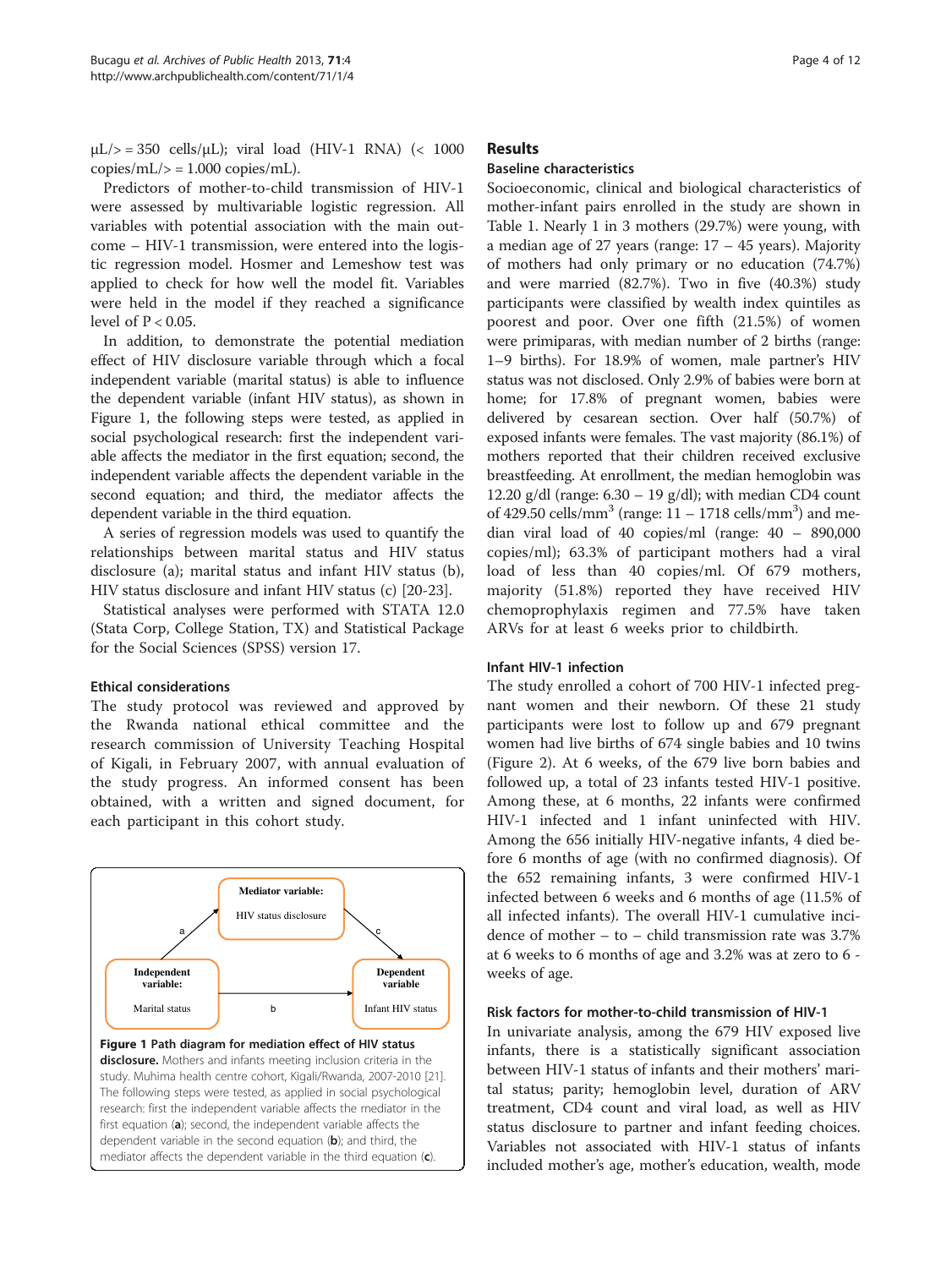μL/> = 350 cells/μL); viral load (HIV-1 RNA) (< 1000 copies/mL/> = 1.000 copies/mL).

Predictors of mother-to-child transmission of HIV-1 were assessed by multivariable logistic regression. All variables with potential association with the main outcome – HIV-1 transmission, were entered into the logistic regression model. Hosmer and Lemeshow test was applied to check for how well the model fit. Variables were held in the model if they reached a significance level of $P < 0.05$.

In addition, to demonstrate the potential mediation effect of HIV disclosure variable through which a focal independent variable (marital status) is able to influence the dependent variable (infant HIV status), as shown in Figure 1, the following steps were tested, as applied in social psychological research: first the independent variable affects the mediator in the first equation; second, the independent variable affects the dependent variable in the second equation; and third, the mediator affects the dependent variable in the third equation.

A series of regression models was used to quantify the relationships between marital status and HIV status disclosure (a); marital status and infant HIV status (b), HIV status disclosure and infant HIV status (c) [20-23].

Statistical analyses were performed with STATA 12.0 (Stata Corp, College Station, TX) and Statistical Package for the Social Sciences (SPSS) version 17.

### Ethical considerations

The study protocol was reviewed and approved by the Rwanda national ethical committee and the research commission of University Teaching Hospital of Kigali, in February 2007, with annual evaluation of the study progress. An informed consent has been obtained, with a written and signed document, for each participant in this cohort study.

**Figure 1 Path diagram for mediation effect of HIV status disclosure.** Mothers and infants meeting inclusion criteria in the study. Muhima health centre cohort, Kigali/Rwanda, 2007-2010 [21]. The following steps were tested, as applied in social psychological research: first the independent variable affects the mediator in the first equation (**a**); second, the independent variable affects the dependent variable in the second equation (**b**); and third, the mediator affects the dependent variable in the third equation (**c**).

## Results

### Baseline characteristics

Socioeconomic, clinical and biological characteristics of mother-infant pairs enrolled in the study are shown in Table 1. Nearly 1 in 3 mothers (29.7%) were young, with a median age of 27 years (range: 17 – 45 years). Majority of mothers had only primary or no education (74.7%) and were married (82.7%). Two in five (40.3%) study participants were classified by wealth index quintiles as poorest and poor. Over one fifth (21.5%) of women were primiparas, with median number of 2 births (range: 1–9 births). For 18.9% of women, male partner's HIV status was not disclosed. Only 2.9% of babies were born at home; for 17.8% of pregnant women, babies were delivered by cesarean section. Over half (50.7%) of exposed infants were females. The vast majority (86.1%) of mothers reported that their children received exclusive breastfeeding. At enrollment, the median hemoglobin was 12.20 g/dl (range: 6.30 – 19 g/dl); with median CD4 count of 429.50 cells/$mm^3$ (range: 11 – 1718 cells/$mm^3$) and median viral load of 40 copies/ml (range: 40 – 890,000 copies/ml); 63.3% of participant mothers had a viral load of less than 40 copies/ml. Of 679 mothers, majority (51.8%) reported they have received HIV chemoprophylaxis regimen and 77.5% have taken ARVs for at least 6 weeks prior to childbirth.

### Infant HIV-1 infection

The study enrolled a cohort of 700 HIV-1 infected pregnant women and their newborn. Of these 21 study participants were lost to follow up and 679 pregnant women had live births of 674 single babies and 10 twins (Figure 2). At 6 weeks, of the 679 live born babies and followed up, a total of 23 infants tested HIV-1 positive. Among these, at 6 months, 22 infants were confirmed HIV-1 infected and 1 infant uninfected with HIV. Among the 656 initially HIV-negative infants, 4 died before 6 months of age (with no confirmed diagnosis). Of the 652 remaining infants, 3 were confirmed HIV-1 infected between 6 weeks and 6 months of age (11.5% of all infected infants). The overall HIV-1 cumulative incidence of mother – to – child transmission rate was 3.7% at 6 weeks to 6 months of age and 3.2% was at zero to 6 - weeks of age.

### Risk factors for mother-to-child transmission of HIV-1

In univariate analysis, among the 679 HIV exposed live infants, there is a statistically significant association between HIV-1 status of infants and their mothers' marital status; parity; hemoglobin level, duration of ARV treatment, CD4 count and viral load, as well as HIV status disclosure to partner and infant feeding choices. Variables not associated with HIV-1 status of infants included mother's age, mother's education, wealth, mode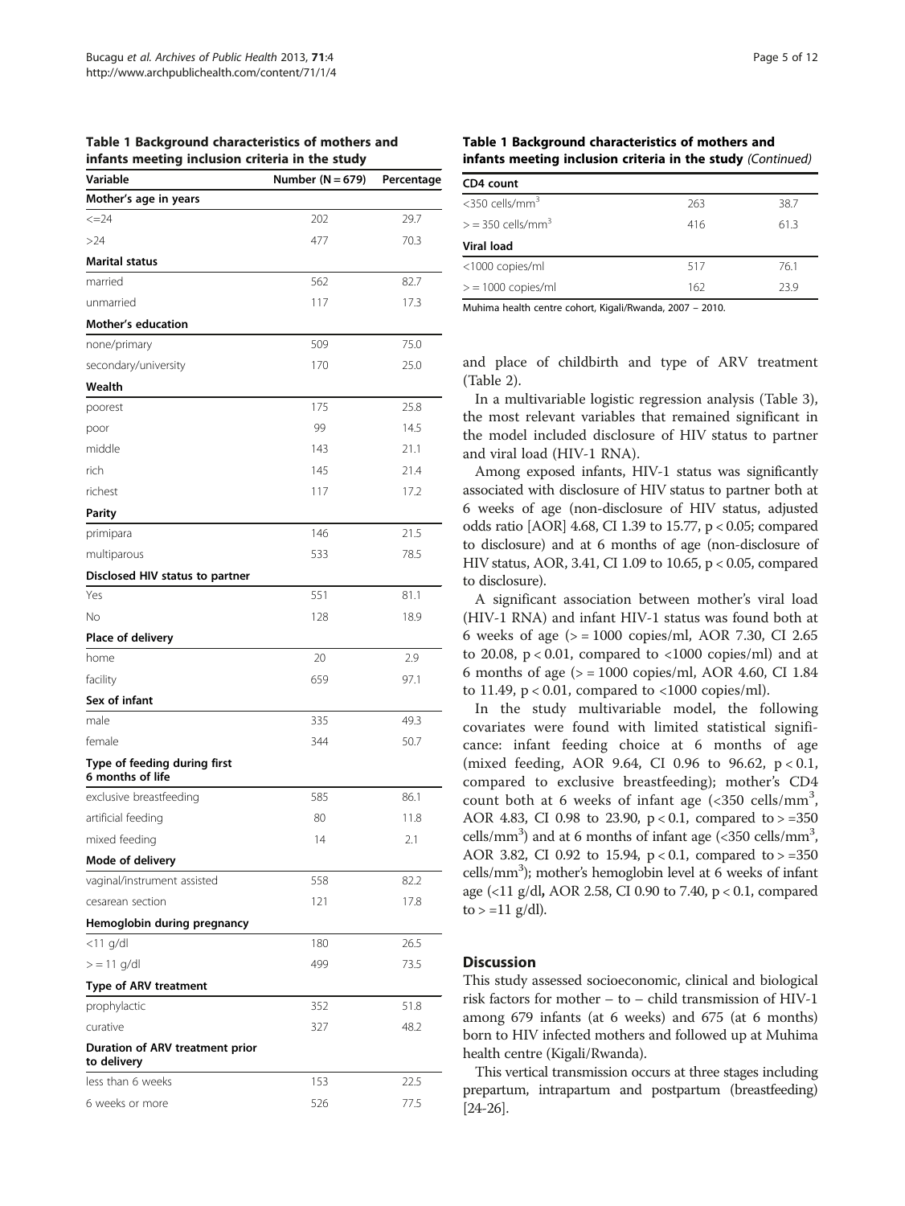**Table 1 Background characteristics of mothers and infants meeting inclusion criteria in the study**

| Variable | Number (N = 679) | Percentage |
|---|---|---|
| **Mother's age in years** | | |
| <=24 | 202 | 29.7 |
| >24 | 477 | 70.3 |
| **Marital status** | | |
| married | 562 | 82.7 |
| unmarried | 117 | 17.3 |
| **Mother's education** | | |
| none/primary | 509 | 75.0 |
| secondary/university | 170 | 25.0 |
| **Wealth** | | |
| poorest | 175 | 25.8 |
| poor | 99 | 14.5 |
| middle | 143 | 21.1 |
| rich | 145 | 21.4 |
| richest | 117 | 17.2 |
| **Parity** | | |
| primipara | 146 | 21.5 |
| multiparous | 533 | 78.5 |
| **Disclosed HIV status to partner** | | |
| Yes | 551 | 81.1 |
| No | 128 | 18.9 |
| **Place of delivery** | | |
| home | 20 | 2.9 |
| facility | 659 | 97.1 |
| **Sex of infant** | | |
| male | 335 | 49.3 |
| female | 344 | 50.7 |
| **Type of feeding during first 6 months of life** | | |
| exclusive breastfeeding | 585 | 86.1 |
| artificial feeding | 80 | 11.8 |
| mixed feeding | 14 | 2.1 |
| **Mode of delivery** | | |
| vaginal/instrument assisted | 558 | 82.2 |
| cesarean section | 121 | 17.8 |
| **Hemoglobin during pregnancy** | | |
| <11 g/dl | 180 | 26.5 |
| > = 11 g/dl | 499 | 73.5 |
| **Type of ARV treatment** | | |
| prophylactic | 352 | 51.8 |
| curative | 327 | 48.2 |
| **Duration of ARV treatment prior to delivery** | | |
| less than 6 weeks | 153 | 22.5 |
| 6 weeks or more | 526 | 77.5 |
| **CD4 count** | | |
| <350 cells/mm$^3$ | 263 | 38.7 |
| > = 350 cells/mm$^3$ | 416 | 61.3 |
| **Viral load** | | |
| <1000 copies/ml | 517 | 76.1 |
| > = 1000 copies/ml | 162 | 23.9 |

Muhima health centre cohort, Kigali/Rwanda, 2007 – 2010.

and place of childbirth and type of ARV treatment (Table 2).

In a multivariable logistic regression analysis (Table 3), the most relevant variables that remained significant in the model included disclosure of HIV status to partner and viral load (HIV-1 RNA).

Among exposed infants, HIV-1 status was significantly associated with disclosure of HIV status to partner both at 6 weeks of age (non-disclosure of HIV status, adjusted odds ratio [AOR] 4.68, CI 1.39 to 15.77, $p < 0.05$; compared to disclosure) and at 6 months of age (non-disclosure of HIV status, AOR, 3.41, CI 1.09 to 10.65, $p < 0.05$, compared to disclosure).

A significant association between mother's viral load (HIV-1 RNA) and infant HIV-1 status was found both at 6 weeks of age (> = 1000 copies/ml, AOR 7.30, CI 2.65 to 20.08, $p < 0.01$, compared to <1000 copies/ml) and at 6 months of age (> = 1000 copies/ml, AOR 4.60, CI 1.84 to 11.49, $p < 0.01$, compared to <1000 copies/ml).

In the study multivariable model, the following covariates were found with limited statistical significance: infant feeding choice at 6 months of age (mixed feeding, AOR 9.64, CI 0.96 to 96.62, $p < 0.1$, compared to exclusive breastfeeding); mother's CD4 count both at 6 weeks of infant age (<350 cells/mm$^3$, AOR 4.83, CI 0.98 to 23.90, $p < 0.1$, compared to > =350 cells/mm$^3$) and at 6 months of infant age (<350 cells/mm$^3$, AOR 3.82, CI 0.92 to 15.94, $p < 0.1$, compared to > =350 cells/mm$^3$); mother's hemoglobin level at 6 weeks of infant age (<11 g/dl**,** AOR 2.58, CI 0.90 to 7.40, $p < 0.1$, compared to > =11 g/dl).

## Discussion

This study assessed socioeconomic, clinical and biological risk factors for mother – to – child transmission of HIV-1 among 679 infants (at 6 weeks) and 675 (at 6 months) born to HIV infected mothers and followed up at Muhima health centre (Kigali/Rwanda).

This vertical transmission occurs at three stages including prepartum, intrapartum and postpartum (breastfeeding) [24-26].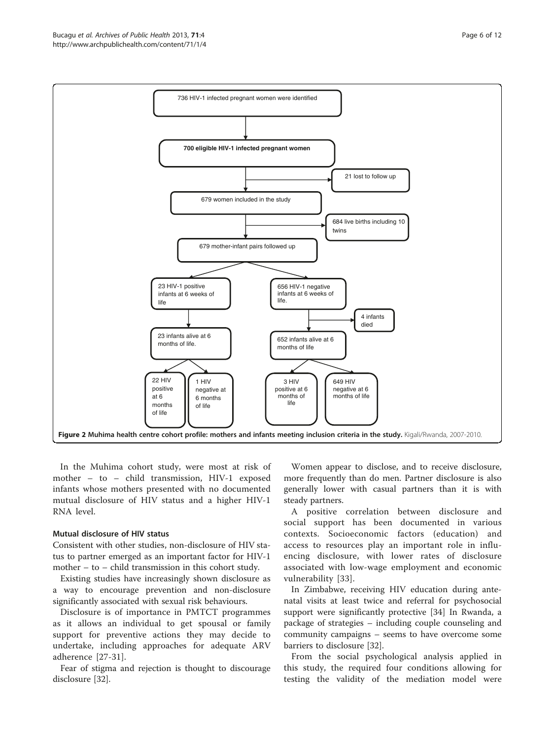736 HIV-1 infected pregnant women were identified

**700 eligible HIV-1 infected pregnant women**

21 lost to follow up

679 women included in the study

684 live births including 10 twins

679 mother-infant pairs followed up

23 HIV-1 positive infants at 6 weeks of life

656 HIV-1 negative infants at 6 weeks of life.

4 infants died

23 infants alive at 6 months of life.

652 infants alive at 6 months of life

22 HIV positive at 6 months of life

1 HIV negative at 6 months of life

3 HIV positive at 6 months of life

649 HIV negative at 6 months of life

**Figure 2 Muhima health centre cohort profile: mothers and infants meeting inclusion criteria in the study.** Kigali/Rwanda, 2007-2010.

In the Muhima cohort study, were most at risk of mother – to – child transmission, HIV-1 exposed infants whose mothers presented with no documented mutual disclosure of HIV status and a higher HIV-1 RNA level.

### Mutual disclosure of HIV status

Consistent with other studies, non-disclosure of HIV status to partner emerged as an important factor for HIV-1 mother – to – child transmission in this cohort study.

Existing studies have increasingly shown disclosure as a way to encourage prevention and non-disclosure significantly associated with sexual risk behaviours.

Disclosure is of importance in PMTCT programmes as it allows an individual to get spousal or family support for preventive actions they may decide to undertake, including approaches for adequate ARV adherence [27-31].

Fear of stigma and rejection is thought to discourage disclosure [32].

Women appear to disclose, and to receive disclosure, more frequently than do men. Partner disclosure is also generally lower with casual partners than it is with steady partners.

A positive correlation between disclosure and social support has been documented in various contexts. Socioeconomic factors (education) and access to resources play an important role in influencing disclosure, with lower rates of disclosure associated with low-wage employment and economic vulnerability [33].

In Zimbabwe, receiving HIV education during antenatal visits at least twice and referral for psychosocial support were significantly protective [34] In Rwanda, a package of strategies – including couple counseling and community campaigns – seems to have overcome some barriers to disclosure [32].

From the social psychological analysis applied in this study, the required four conditions allowing for testing the validity of the mediation model were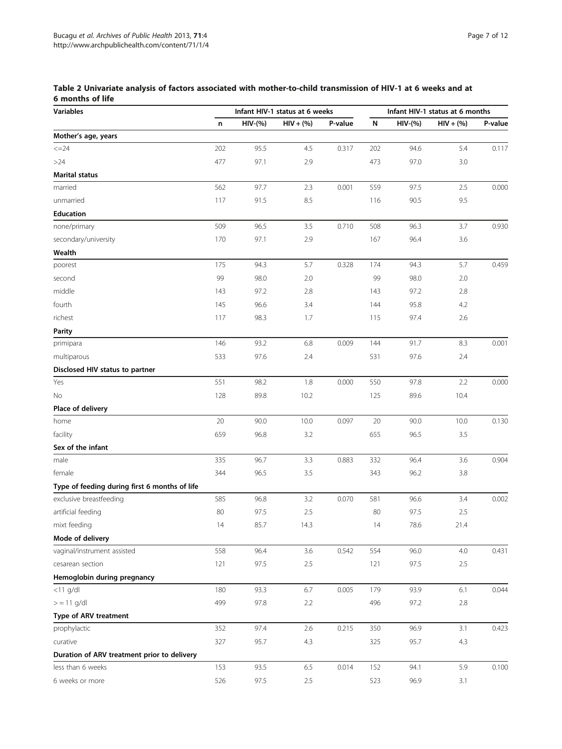**Table 2 Univariate analysis of factors associated with mother-to-child transmission of HIV-1 at 6 weeks and at 6 months of life**

| Variables | Infant HIV-1 status at 6 weeks | | | | Infant HIV-1 status at 6 months | | | |
|---|---|---|---|---|---|---|---|---|
| | n | HIV-(%) | HIV + (%) | P-value | N | HIV-(%) | HIV + (%) | P-value |
| **Mother's age, years** | | | | | | | | |
| <=24 | 202 | 95.5 | 4.5 | 0.317 | 202 | 94.6 | 5.4 | 0.117 |
| >24 | 477 | 97.1 | 2.9 | | 473 | 97.0 | 3.0 | |
| **Marital status** | | | | | | | | |
| married | 562 | 97.7 | 2.3 | 0.001 | 559 | 97.5 | 2.5 | 0.000 |
| unmarried | 117 | 91.5 | 8.5 | | 116 | 90.5 | 9.5 | |
| **Education** | | | | | | | | |
| none/primary | 509 | 96.5 | 3.5 | 0.710 | 508 | 96.3 | 3.7 | 0.930 |
| secondary/university | 170 | 97.1 | 2.9 | | 167 | 96.4 | 3.6 | |
| **Wealth** | | | | | | | | |
| poorest | 175 | 94.3 | 5.7 | 0.328 | 174 | 94.3 | 5.7 | 0.459 |
| second | 99 | 98.0 | 2.0 | | 99 | 98.0 | 2.0 | |
| middle | 143 | 97.2 | 2.8 | | 143 | 97.2 | 2.8 | |
| fourth | 145 | 96.6 | 3.4 | | 144 | 95.8 | 4.2 | |
| richest | 117 | 98.3 | 1.7 | | 115 | 97.4 | 2.6 | |
| **Parity** | | | | | | | | |
| primipara | 146 | 93.2 | 6.8 | 0.009 | 144 | 91.7 | 8.3 | 0.001 |
| multiparous | 533 | 97.6 | 2.4 | | 531 | 97.6 | 2.4 | |
| **Disclosed HIV status to partner** | | | | | | | | |
| Yes | 551 | 98.2 | 1.8 | 0.000 | 550 | 97.8 | 2.2 | 0.000 |
| No | 128 | 89.8 | 10.2 | | 125 | 89.6 | 10.4 | |
| **Place of delivery** | | | | | | | | |
| home | 20 | 90.0 | 10.0 | 0.097 | 20 | 90.0 | 10.0 | 0.130 |
| facility | 659 | 96.8 | 3.2 | | 655 | 96.5 | 3.5 | |
| **Sex of the infant** | | | | | | | | |
| male | 335 | 96.7 | 3.3 | 0.883 | 332 | 96.4 | 3.6 | 0.904 |
| female | 344 | 96.5 | 3.5 | | 343 | 96.2 | 3.8 | |
| **Type of feeding during first 6 months of life** | | | | | | | | |
| exclusive breastfeeding | 585 | 96.8 | 3.2 | 0.070 | 581 | 96.6 | 3.4 | 0.002 |
| artificial feeding | 80 | 97.5 | 2.5 | | 80 | 97.5 | 2.5 | |
| mixt feeding | 14 | 85.7 | 14.3 | | 14 | 78.6 | 21.4 | |
| **Mode of delivery** | | | | | | | | |
| vaginal/instrument assisted | 558 | 96.4 | 3.6 | 0.542 | 554 | 96.0 | 4.0 | 0.431 |
| cesarean section | 121 | 97.5 | 2.5 | | 121 | 97.5 | 2.5 | |
| **Hemoglobin during pregnancy** | | | | | | | | |
| <11 g/dl | 180 | 93.3 | 6.7 | 0.005 | 179 | 93.9 | 6.1 | 0.044 |
| > = 11 g/dl | 499 | 97.8 | 2.2 | | 496 | 97.2 | 2.8 | |
| **Type of ARV treatment** | | | | | | | | |
| prophylactic | 352 | 97.4 | 2.6 | 0.215 | 350 | 96.9 | 3.1 | 0.423 |
| curative | 327 | 95.7 | 4.3 | | 325 | 95.7 | 4.3 | |
| **Duration of ARV treatment prior to delivery** | | | | | | | | |
| less than 6 weeks | 153 | 93.5 | 6.5 | 0.014 | 152 | 94.1 | 5.9 | 0.100 |
| 6 weeks or more | 526 | 97.5 | 2.5 | | 523 | 96.9 | 3.1 | |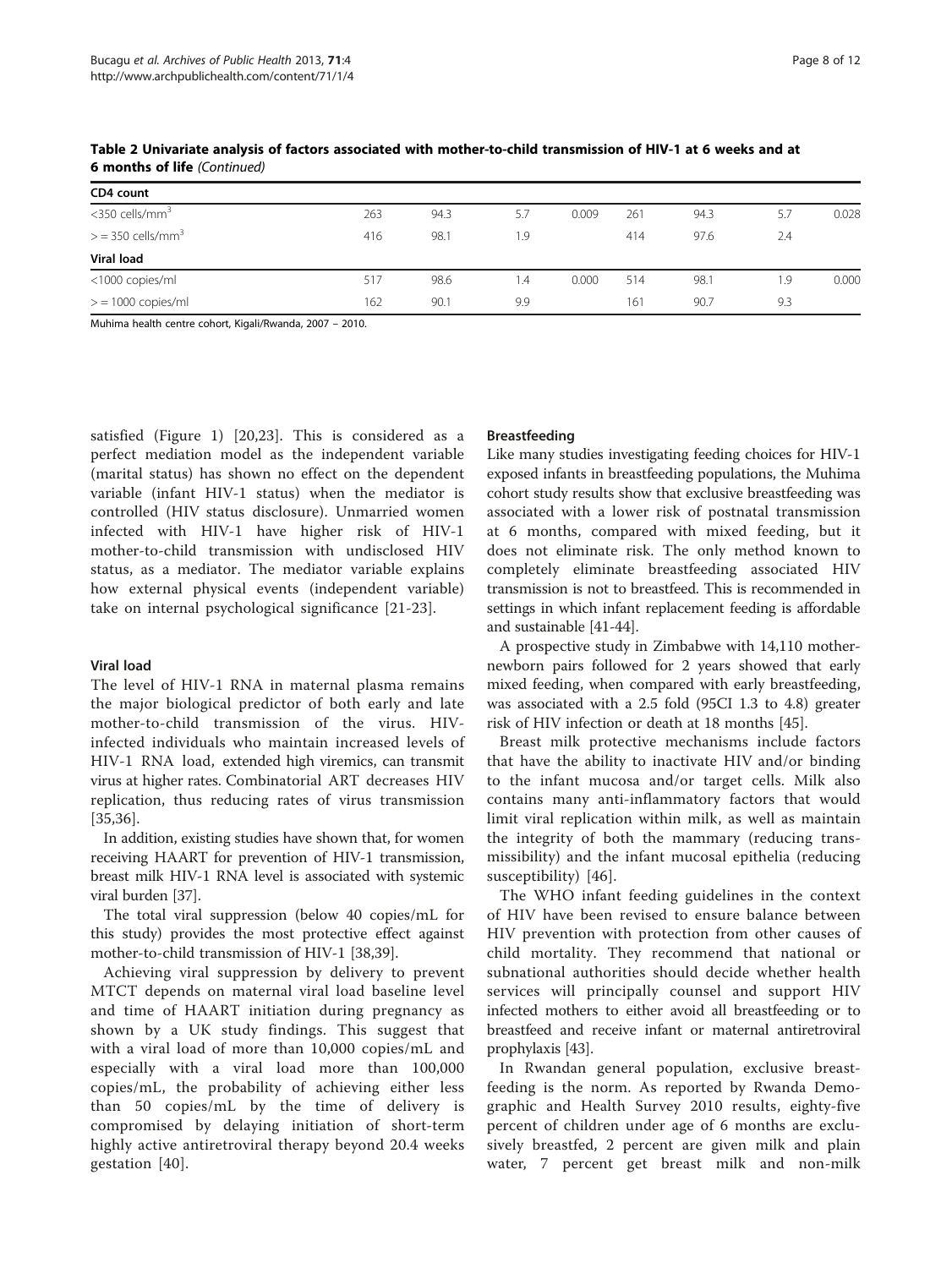**Table 2 Univariate analysis of factors associated with mother-to-child transmission of HIV-1 at 6 weeks and at 6 months of life** *(Continued)*

| | | | | | | | | |
|---|---|---|---|---|---|---|---|---|
| **CD4 count** | | | | | | | | |
| <350 cells/mm$^3$ | 263 | 94.3 | 5.7 | 0.009 | 261 | 94.3 | 5.7 | 0.028 |
| > = 350 cells/mm$^3$ | 416 | 98.1 | 1.9 | | 414 | 97.6 | 2.4 | |
| **Viral load** | | | | | | | | |
| <1000 copies/ml | 517 | 98.6 | 1.4 | 0.000 | 514 | 98.1 | 1.9 | 0.000 |
| > = 1000 copies/ml | 162 | 90.1 | 9.9 | | 161 | 90.7 | 9.3 | |

Muhima health centre cohort, Kigali/Rwanda, 2007 – 2010.

satisfied (Figure 1) [20,23]. This is considered as a perfect mediation model as the independent variable (marital status) has shown no effect on the dependent variable (infant HIV-1 status) when the mediator is controlled (HIV status disclosure). Unmarried women infected with HIV-1 have higher risk of HIV-1 mother-to-child transmission with undisclosed HIV status, as a mediator. The mediator variable explains how external physical events (independent variable) take on internal psychological significance [21-23].

#### Viral load

The level of HIV-1 RNA in maternal plasma remains the major biological predictor of both early and late mother-to-child transmission of the virus. HIV-infected individuals who maintain increased levels of HIV-1 RNA load, extended high viremics, can transmit virus at higher rates. Combinatorial ART decreases HIV replication, thus reducing rates of virus transmission [35,36].

In addition, existing studies have shown that, for women receiving HAART for prevention of HIV-1 transmission, breast milk HIV-1 RNA level is associated with systemic viral burden [37].

The total viral suppression (below 40 copies/mL for this study) provides the most protective effect against mother-to-child transmission of HIV-1 [38,39].

Achieving viral suppression by delivery to prevent MTCT depends on maternal viral load baseline level and time of HAART initiation during pregnancy as shown by a UK study findings. This suggest that with a viral load of more than 10,000 copies/mL and especially with a viral load more than 100,000 copies/mL, the probability of achieving either less than 50 copies/mL by the time of delivery is compromised by delaying initiation of short-term highly active antiretroviral therapy beyond 20.4 weeks gestation [40].

#### Breastfeeding

Like many studies investigating feeding choices for HIV-1 exposed infants in breastfeeding populations, the Muhima cohort study results show that exclusive breastfeeding was associated with a lower risk of postnatal transmission at 6 months, compared with mixed feeding, but it does not eliminate risk. The only method known to completely eliminate breastfeeding associated HIV transmission is not to breastfeed. This is recommended in settings in which infant replacement feeding is affordable and sustainable [41-44].

A prospective study in Zimbabwe with 14,110 mother-newborn pairs followed for 2 years showed that early mixed feeding, when compared with early breastfeeding, was associated with a 2.5 fold (95CI 1.3 to 4.8) greater risk of HIV infection or death at 18 months [45].

Breast milk protective mechanisms include factors that have the ability to inactivate HIV and/or binding to the infant mucosa and/or target cells. Milk also contains many anti-inflammatory factors that would limit viral replication within milk, as well as maintain the integrity of both the mammary (reducing transmissibility) and the infant mucosal epithelia (reducing susceptibility) [46].

The WHO infant feeding guidelines in the context of HIV have been revised to ensure balance between HIV prevention with protection from other causes of child mortality. They recommend that national or subnational authorities should decide whether health services will principally counsel and support HIV infected mothers to either avoid all breastfeeding or to breastfeed and receive infant or maternal antiretroviral prophylaxis [43].

In Rwandan general population, exclusive breastfeeding is the norm. As reported by Rwanda Demographic and Health Survey 2010 results, eighty-five percent of children under age of 6 months are exclusively breastfed, 2 percent are given milk and plain water, 7 percent get breast milk and non-milk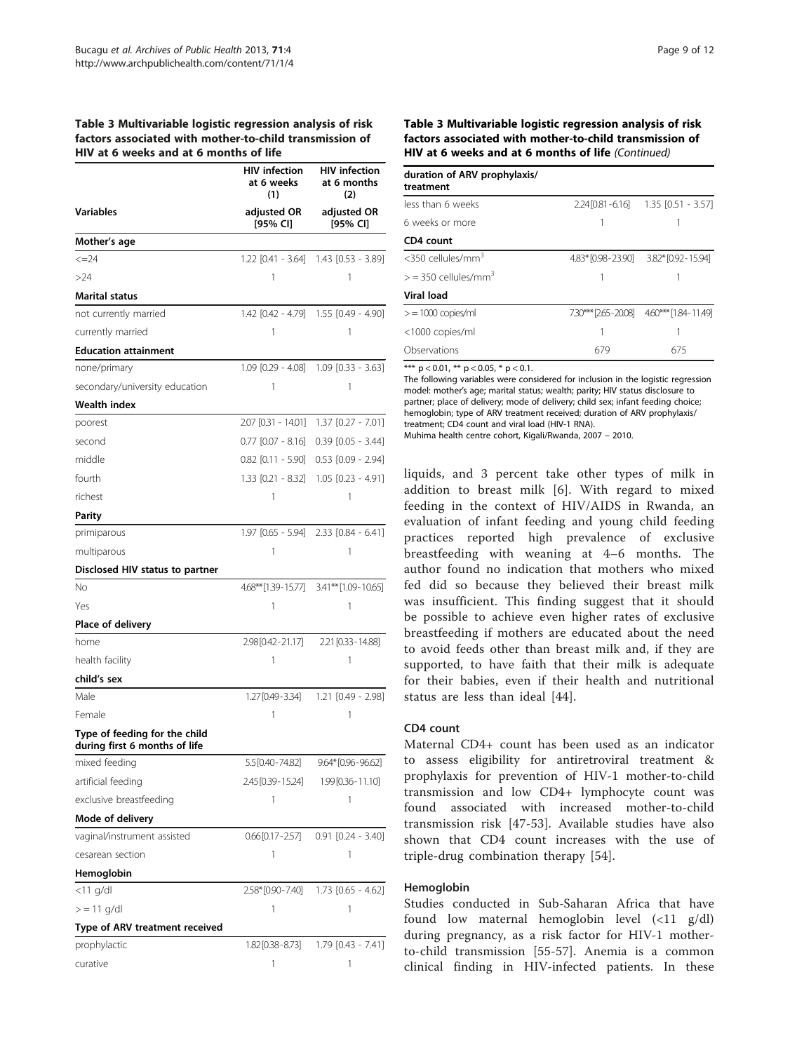**Table 3 Multivariable logistic regression analysis of risk factors associated with mother-to-child transmission of HIV at 6 weeks and at 6 months of life**

| | HIV infection at 6 weeks (1) | HIV infection at 6 months (2) |
|---|---|---|
| **Variables** | **adjusted OR [95% CI]** | **adjusted OR [95% CI]** |
| **Mother's age** | | |
| <=24 | 1.22 [0.41 - 3.64] | 1.43 [0.53 - 3.89] |
| >24 | 1 | 1 |
| **Marital status** | | |
| not currently married | 1.42 [0.42 - 4.79] | 1.55 [0.49 - 4.90] |
| currently married | 1 | 1 |
| **Education attainment** | | |
| none/primary | 1.09 [0.29 - 4.08] | 1.09 [0.33 - 3.63] |
| secondary/university education | 1 | 1 |
| **Wealth index** | | |
| poorest | 2.07 [0.31 - 14.01] | 1.37 [0.27 - 7.01] |
| second | 0.77 [0.07 - 8.16] | 0.39 [0.05 - 3.44] |
| middle | 0.82 [0.11 - 5.90] | 0.53 [0.09 - 2.94] |
| fourth | 1.33 [0.21 - 8.32] | 1.05 [0.23 - 4.91] |
| richest | 1 | 1 |
| **Parity** | | |
| primiparous | 1.97 [0.65 - 5.94] | 2.33 [0.84 - 6.41] |
| multiparous | 1 | 1 |
| **Disclosed HIV status to partner** | | |
| No | 4.68** [1.39-15.77] | 3.41** [1.09-10.65] |
| Yes | 1 | 1 |
| **Place of delivery** | | |
| home | 2.98 [0.42-21.17] | 2.21 [0.33-14.88] |
| health facility | 1 | 1 |
| **child's sex** | | |
| Male | 1.27 [0.49-3.34] | 1.21 [0.49 - 2.98] |
| Female | 1 | 1 |
| **Type of feeding for the child during first 6 months of life** | | |
| mixed feeding | 5.5 [0.40-74.82] | 9.64* [0.96-96.62] |
| artificial feeding | 2.45 [0.39-15.24] | 1.99 [0.36-11.10] |
| exclusive breastfeeding | 1 | 1 |
| **Mode of delivery** | | |
| vaginal/instrument assisted | 0.66 [0.17-2.57] | 0.91 [0.24 - 3.40] |
| cesarean section | 1 | 1 |
| **Hemoglobin** | | |
| <11 g/dl | 2.58* [0.90-7.40] | 1.73 [0.65 - 4.62] |
| >= 11 g/dl | 1 | 1 |
| **Type of ARV treatment received** | | |
| prophylactic | 1.82 [0.38-8.73] | 1.79 [0.43 - 7.41] |
| curative | 1 | 1 |
| **duration of ARV prophylaxis/treatment** | | |
| less than 6 weeks | 2.24 [0.81-6.16] | 1.35 [0.51 - 3.57] |
| 6 weeks or more | 1 | 1 |
| **CD4 count** | | |
| <350 cellules/mm$^3$ | 4.83* [0.98-23.90] | 3.82* [0.92-15.94] |
| >= 350 cellules/mm$^3$ | 1 | 1 |
| **Viral load** | | |
| >= 1000 copies/ml | 7.30*** [2.65-20.08] | 4.60*** [1.84-11.49] |
| <1000 copies/ml | 1 | 1 |
| Observations | 679 | 675 |

*** $p < 0.01$, ** $p < 0.05$, * $p < 0.1$.
The following variables were considered for inclusion in the logistic regression model: mother's age; marital status; wealth; parity; HIV status disclosure to partner; place of delivery; mode of delivery; child sex; infant feeding choice; hemoglobin; type of ARV treatment received; duration of ARV prophylaxis/treatment; CD4 count and viral load (HIV-1 RNA).
Muhima health centre cohort, Kigali/Rwanda, 2007 – 2010.

liquids, and 3 percent take other types of milk in addition to breast milk [6]. With regard to mixed feeding in the context of HIV/AIDS in Rwanda, an evaluation of infant feeding and young child feeding practices reported high prevalence of exclusive breastfeeding with weaning at 4–6 months. The author found no indication that mothers who mixed fed did so because they believed their breast milk was insufficient. This finding suggest that it should be possible to achieve even higher rates of exclusive breastfeeding if mothers are educated about the need to avoid feeds other than breast milk and, if they are supported, to have faith that their milk is adequate for their babies, even if their health and nutritional status are less than ideal [44].

### CD4 count

Maternal CD4+ count has been used as an indicator to assess eligibility for antiretroviral treatment & prophylaxis for prevention of HIV-1 mother-to-child transmission and low CD4+ lymphocyte count was found associated with increased mother-to-child transmission risk [47-53]. Available studies have also shown that CD4 count increases with the use of triple-drug combination therapy [54].

### Hemoglobin

Studies conducted in Sub-Saharan Africa that have found low maternal hemoglobin level (<11 g/dl) during pregnancy, as a risk factor for HIV-1 mother-to-child transmission [55-57]. Anemia is a common clinical finding in HIV-infected patients. In these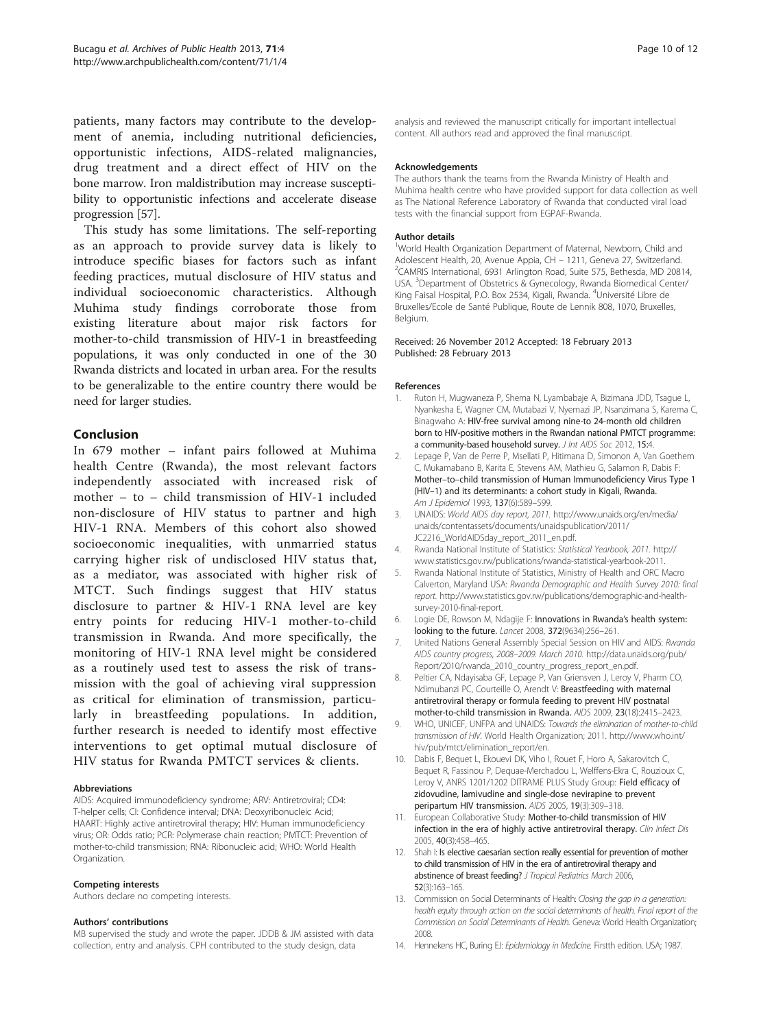patients, many factors may contribute to the development of anemia, including nutritional deficiencies, opportunistic infections, AIDS-related malignancies, drug treatment and a direct effect of HIV on the bone marrow. Iron maldistribution may increase susceptibility to opportunistic infections and accelerate disease progression [57].

This study has some limitations. The self-reporting as an approach to provide survey data is likely to introduce specific biases for factors such as infant feeding practices, mutual disclosure of HIV status and individual socioeconomic characteristics. Although Muhima study findings corroborate those from existing literature about major risk factors for mother-to-child transmission of HIV-1 in breastfeeding populations, it was only conducted in one of the 30 Rwanda districts and located in urban area. For the results to be generalizable to the entire country there would be need for larger studies.

## Conclusion

In 679 mother – infant pairs followed at Muhima health Centre (Rwanda), the most relevant factors independently associated with increased risk of mother – to – child transmission of HIV-1 included non-disclosure of HIV status to partner and high HIV-1 RNA. Members of this cohort also showed socioeconomic inequalities, with unmarried status carrying higher risk of undisclosed HIV status that, as a mediator, was associated with higher risk of MTCT. Such findings suggest that HIV status disclosure to partner & HIV-1 RNA level are key entry points for reducing HIV-1 mother-to-child transmission in Rwanda. And more specifically, the monitoring of HIV-1 RNA level might be considered as a routinely used test to assess the risk of transmission with the goal of achieving viral suppression as critical for elimination of transmission, particularly in breastfeeding populations. In addition, further research is needed to identify most effective interventions to get optimal mutual disclosure of HIV status for Rwanda PMTCT services & clients.

#### Abbreviations

AIDS: Acquired immunodeficiency syndrome; ARV: Antiretroviral; CD4: T-helper cells; CI: Confidence interval; DNA: Deoxyribonucleic Acid; HAART: Highly active antiretroviral therapy; HIV: Human immunodeficiency virus; OR: Odds ratio; PCR: Polymerase chain reaction; PMTCT: Prevention of mother-to-child transmission; RNA: Ribonucleic acid; WHO: World Health Organization.

#### Competing interests

Authors declare no competing interests.

#### Authors' contributions

MB supervised the study and wrote the paper. JDDB & JM assisted with data collection, entry and analysis. CPH contributed to the study design, data analysis and reviewed the manuscript critically for important intellectual content. All authors read and approved the final manuscript.

#### Acknowledgements

The authors thank the teams from the Rwanda Ministry of Health and Muhima health centre who have provided support for data collection as well as The National Reference Laboratory of Rwanda that conducted viral load tests with the financial support from EGPAF-Rwanda.

#### Author details

[1]World Health Organization Department of Maternal, Newborn, Child and Adolescent Health, 20, Avenue Appia, CH – 1211, Geneva 27, Switzerland. [2]CAMRIS International, 6931 Arlington Road, Suite 575, Bethesda, MD 20814, USA. [3]Department of Obstetrics & Gynecology, Rwanda Biomedical Center/ King Faisal Hospital, P.O. Box 2534, Kigali, Rwanda. [4]Université Libre de Bruxelles/Ecole de Santé Publique, Route de Lennik 808, 1070, Bruxelles, Belgium.

Received: 26 November 2012 Accepted: 18 February 2013
Published: 28 February 2013

#### References

1. Ruton H, Mugwaneza P, Shema N, Lyambabaje A, Bizimana JDD, Tsague L, Nyankesha E, Wagner CM, Mutabazi V, Nyemazi JP, Nsanzimana S, Karema C, Binagwaho A: **HIV-free survival among nine-to 24-month old children born to HIV-positive mothers in the Rwandan national PMTCT programme: a community-based household survey.** *J Int AIDS Soc* 2012, **15:**4.
2. Lepage P, Van de Perre P, Msellati P, Hitimana D, Simonon A, Van Goethem C, Mukamabano B, Karita E, Stevens AM, Mathieu G, Salamon R, Dabis F: **Mother–to–child transmission of Human Immunodeficiency Virus Type 1 (HIV–1) and its determinants: a cohort study in Kigali, Rwanda.** *Am J Epidemiol* 1993, **137**(6):589–599.
3. UNAIDS: *World AIDS day report, 2011.* http://www.unaids.org/en/media/unaids/contentassets/documents/unaidspublication/2011/JC2216_WorldAIDSday_report_2011_en.pdf.
4. Rwanda National Institute of Statistics: *Statistical Yearbook, 2011.* http://www.statistics.gov.rw/publications/rwanda-statistical-yearbook-2011.
5. Rwanda National Institute of Statistics, Ministry of Health and ORC Macro Calverton, Maryland USA: *Rwanda Demographic and Health Survey 2010: final report.* http://www.statistics.gov.rw/publications/demographic-and-health-survey-2010-final-report.
6. Logie DE, Rowson M, Ndagije F: **Innovations in Rwanda's health system: looking to the future.** *Lancet* 2008, **372**(9634):256–261.
7. United Nations General Assembly Special Session on HIV and AIDS: *Rwanda AIDS country progress, 2008–2009. March 2010.* http://data.unaids.org/pub/Report/2010/rwanda_2010_country_progress_report_en.pdf.
8. Peltier CA, Ndayisaba GF, Lepage P, Van Griensven J, Leroy V, Pharm CO, Ndimubanzi PC, Courteille O, Arendt V: **Breastfeeding with maternal antiretroviral therapy or formula feeding to prevent HIV postnatal mother-to-child transmission in Rwanda.** *AIDS* 2009, **23**(18):2415–2423.
9. WHO, UNICEF, UNFPA and UNAIDS: *Towards the elimination of mother-to-child transmission of HIV.* World Health Organization; 2011. http://www.who.int/hiv/pub/mtct/elimination_report/en.
10. Dabis F, Bequet L, Ekouevi DK, Viho I, Rouet F, Horo A, Sakarovitch C, Bequet R, Fassinou P, Dequae-Merchadou L, Welffens-Ekra C, Rouzioux C, Leroy V, ANRS 1201/1202 DITRAME PLUS Study Group: **Field efficacy of zidovudine, lamivudine and single-dose nevirapine to prevent peripartum HIV transmission.** *AIDS* 2005, **19**(3):309–318.
11. European Collaborative Study: **Mother-to-child transmission of HIV infection in the era of highly active antiretroviral therapy.** *Clin Infect Dis* 2005, **40**(3):458–465.
12. Shah I: **Is elective caesarian section really essential for prevention of mother to child transmission of HIV in the era of antiretroviral therapy and abstinence of breast feeding?** *J Tropical Pediatrics March* 2006, **52**(3):163–165.
13. Commission on Social Determinants of Health: *Closing the gap in a generation: health equity through action on the social determinants of health. Final report of the Commission on Social Determinants of Health.* Geneva: World Health Organization; 2008.
14. Hennekens HC, Buring EJ: *Epidemiology in Medicine.* Firstth edition. USA; 1987.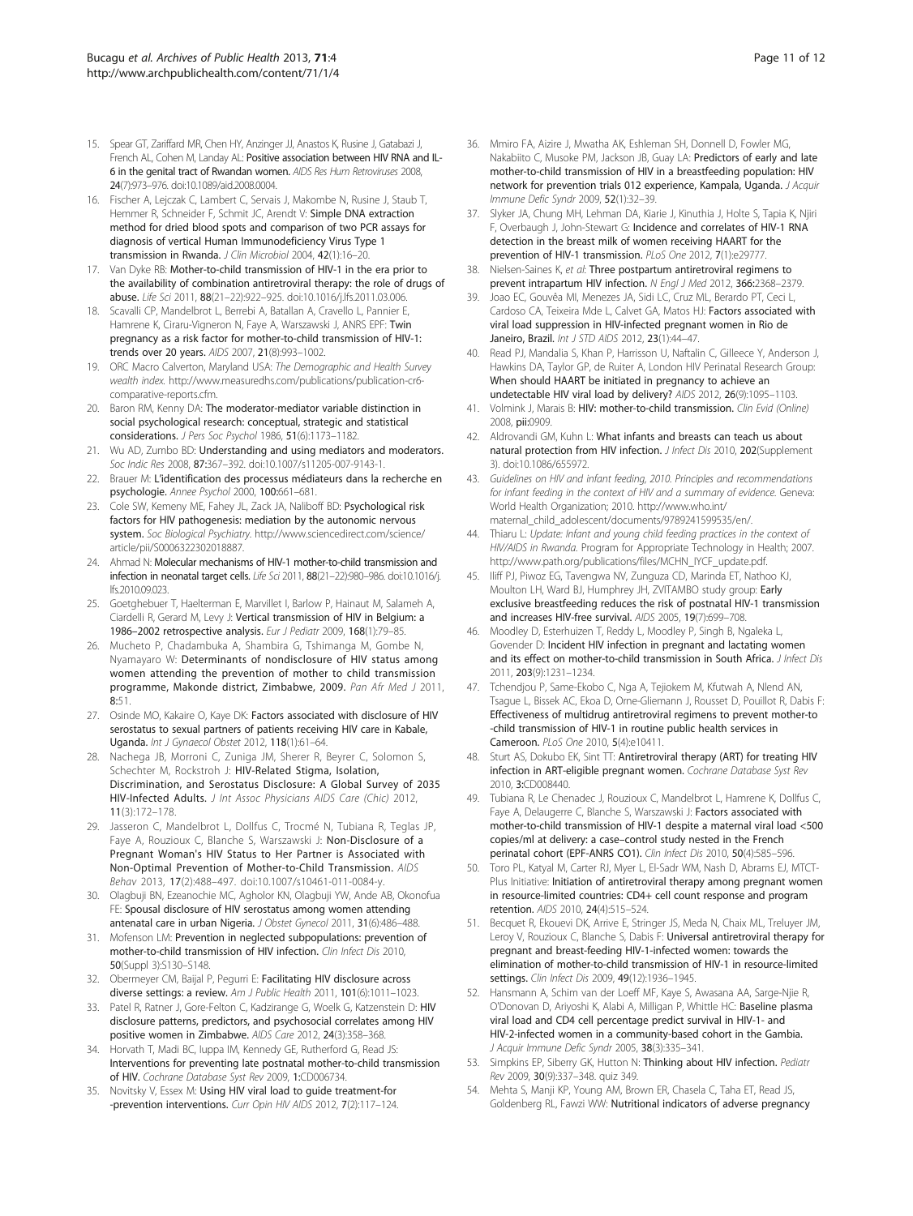15. Spear GT, Zariffard MR, Chen HY, Anzinger JJ, Anastos K, Rusine J, Gatabazi J, French AL, Cohen M, Landay AL: **Positive association between HIV RNA and IL-6 in the genital tract of Rwandan women.** *AIDS Res Hum Retroviruses* 2008, **24**(7):973–976. doi:10.1089/aid.2008.0004.
16. Fischer A, Lejczak C, Lambert C, Servais J, Makombe N, Rusine J, Staub T, Hemmer R, Schneider F, Schmit JC, Arendt V: **Simple DNA extraction method for dried blood spots and comparison of two PCR assays for diagnosis of vertical Human Immunodeficiency Virus Type 1 transmission in Rwanda.** *J Clin Microbiol* 2004, **42**(1):16–20.
17. Van Dyke RB: **Mother-to-child transmission of HIV-1 in the era prior to the availability of combination antiretroviral therapy: the role of drugs of abuse.** *Life Sci* 2011, **88**(21–22):922–925. doi:10.1016/j.lfs.2011.03.006.
18. Scavalli CP, Mandelbrot L, Berrebi A, Batallan A, Cravello L, Pannier E, Hamrene K, Ciraru-Vigneron N, Faye A, Warszawski J, ANRS EPF: **Twin pregnancy as a risk factor for mother-to-child transmission of HIV-1: trends over 20 years.** *AIDS* 2007, **21**(8):993–1002.
19. ORC Macro Calverton, Maryland USA: *The Demographic and Health Survey wealth index.* http://www.measuredhs.com/publications/publication-cr6-comparative-reports.cfm.
20. Baron RM, Kenny DA: **The moderator-mediator variable distinction in social psychological research: conceptual, strategic and statistical considerations.** *J Pers Soc Psychol* 1986, **51**(6):1173–1182.
21. Wu AD, Zumbo BD: **Understanding and using mediators and moderators.** *Soc Indic Res* 2008, **87**:367–392. doi:10.1007/s11205-007-9143-1.
22. Brauer M: **L'identification des processus médiateurs dans la recherche en psychologie.** *Annee Psychol* 2000, **100**:661–681.
23. Cole SW, Kemeny ME, Fahey JL, Zack JA, Naliboff BD: **Psychological risk factors for HIV pathogenesis: mediation by the autonomic nervous system.** *Soc Biological Psychiatry.* http://www.sciencedirect.com/science/article/pii/S0006322302018887.
24. Ahmad N: **Molecular mechanisms of HIV-1 mother-to-child transmission and infection in neonatal target cells.** *Life Sci* 2011, **88**(21–22):980–986. doi:10.1016/j.lfs.2010.09.023.
25. Goetghebuer T, Haelterman E, Marvillet I, Barlow P, Hainaut M, Salameh A, Ciardelli R, Gerard M, Levy J: **Vertical transmission of HIV in Belgium: a 1986–2002 retrospective analysis.** *Eur J Pediatr* 2009, **168**(1):79–85.
26. Mucheto P, Chadambuka A, Shambira G, Tshimanga M, Gombe N, Nyamayaro W: **Determinants of nondisclosure of HIV status among women attending the prevention of mother to child transmission programme, Makonde district, Zimbabwe, 2009.** *Pan Afr Med J* 2011, **8**:51.
27. Osinde MO, Kakaire O, Kaye DK: **Factors associated with disclosure of HIV serostatus to sexual partners of patients receiving HIV care in Kabale, Uganda.** *Int J Gynaecol Obstet* 2012, **118**(1):61–64.
28. Nachega JB, Morroni C, Zuniga JM, Sherer R, Beyrer C, Solomon S, Schechter M, Rockstroh J: **HIV-Related Stigma, Isolation, Discrimination, and Serostatus Disclosure: A Global Survey of 2035 HIV-Infected Adults.** *J Int Assoc Physicians AIDS Care (Chic)* 2012, **11**(3):172–178.
29. Jasseron C, Mandelbrot L, Dollfus C, Trocmé N, Tubiana R, Teglas JP, Faye A, Rouzioux C, Blanche S, Warszawski J: **Non-Disclosure of a Pregnant Woman's HIV Status to Her Partner is Associated with Non-Optimal Prevention of Mother-to-Child Transmission.** *AIDS Behav* 2013, **17**(2):488–497. doi:10.1007/s10461-011-0084-y.
30. Olagbuji BN, Ezeanochie MC, Agholor KN, Olagbuji YW, Ande AB, Okonofua FE: **Spousal disclosure of HIV serostatus among women attending antenatal care in urban Nigeria.** *J Obstet Gynecol* 2011, **31**(6):486–488.
31. Mofenson LM: **Prevention in neglected subpopulations: prevention of mother-to-child transmission of HIV infection.** *Clin Infect Dis* 2010, **50**(Suppl 3):S130–S148.
32. Obermeyer CM, Baijal P, Pegurri E: **Facilitating HIV disclosure across diverse settings: a review.** *Am J Public Health* 2011, **101**(6):1011–1023.
33. Patel R, Ratner J, Gore-Felton C, Kadzirange G, Woelk G, Katzenstein D: **HIV disclosure patterns, predictors, and psychosocial correlates among HIV positive women in Zimbabwe.** *AIDS Care* 2012, **24**(3):358–368.
34. Horvath T, Madi BC, Iuppa IM, Kennedy GE, Rutherford G, Read JS: **Interventions for preventing late postnatal mother-to-child transmission of HIV.** *Cochrane Database Syst Rev* 2009, **1**:CD006734.
35. Novitsky V, Essex M: **Using HIV viral load to guide treatment-for -prevention interventions.** *Curr Opin HIV AIDS* 2012, **7**(2):117–124.
36. Mmiro FA, Aizire J, Mwatha AK, Eshleman SH, Donnell D, Fowler MG, Nakabiito C, Musoke PM, Jackson JB, Guay LA: **Predictors of early and late mother-to-child transmission of HIV in a breastfeeding population: HIV network for prevention trials 012 experience, Kampala, Uganda.** *J Acquir Immune Defic Syndr* 2009, **52**(1):32–39.
37. Slyker JA, Chung MH, Lehman DA, Kiarie J, Kinuthia J, Holte S, Tapia K, Njiri F, Overbaugh J, John-Stewart G: **Incidence and correlates of HIV-1 RNA detection in the breast milk of women receiving HAART for the prevention of HIV-1 transmission.** *PLoS One* 2012, **7**(1):e29777.
38. Nielsen-Saines K, *et al*: **Three postpartum antiretroviral regimens to prevent intrapartum HIV infection.** *N Engl J Med* 2012, **366**:2368–2379.
39. Joao EC, Gouvêa MI, Menezes JA, Sidi LC, Cruz ML, Berardo PT, Ceci L, Cardoso CA, Teixeira Mde L, Calvet GA, Matos HJ: **Factors associated with viral load suppression in HIV-infected pregnant women in Rio de Janeiro, Brazil.** *Int J STD AIDS* 2012, **23**(1):44–47.
40. Read PJ, Mandalia S, Khan P, Harrisson U, Naftalin C, Gilleece Y, Anderson J, Hawkins DA, Taylor GP, de Ruiter A, London HIV Perinatal Research Group: **When should HAART be initiated in pregnancy to achieve an undetectable HIV viral load by delivery?** *AIDS* 2012, **26**(9):1095–1103.
41. Volmink J, Marais B: **HIV: mother-to-child transmission.** *Clin Evid (Online)* 2008, **pii:**0909.
42. Aldrovandi GM, Kuhn L: **What infants and breasts can teach us about natural protection from HIV infection.** *J Infect Dis* 2010, **202**(Supplement 3). doi:10.1086/655972.
43. *Guidelines on HIV and infant feeding, 2010. Principles and recommendations for infant feeding in the context of HIV and a summary of evidence.* Geneva: World Health Organization; 2010. http://www.who.int/maternal_child_adolescent/documents/9789241599535/en/.
44. Thiaru L: *Update: Infant and young child feeding practices in the context of HIV/AIDS in Rwanda.* Program for Appropriate Technology in Health; 2007. http://www.path.org/publications/files/MCHN_IYCF_update.pdf.
45. Iliff PJ, Piwoz EG, Tavengwa NV, Zunguza CD, Marinda ET, Nathoo KJ, Moulton LH, Ward BJ, Humphrey JH, ZVITAMBO study group: **Early exclusive breastfeeding reduces the risk of postnatal HIV-1 transmission and increases HIV-free survival.** *AIDS* 2005, **19**(7):699–708.
46. Moodley D, Esterhuizen T, Reddy L, Moodley P, Singh B, Ngaleka L, Govender D: **Incident HIV infection in pregnant and lactating women and its effect on mother-to-child transmission in South Africa.** *J Infect Dis* 2011, **203**(9):1231–1234.
47. Tchendjou P, Same-Ekobo C, Nga A, Tejiokem M, Kfutwah A, Nlend AN, Tsague L, Bissek AC, Ekoa D, Orne-Gliemann J, Rousset D, Pouillot R, Dabis F: **Effectiveness of multidrug antiretroviral regimens to prevent mother-to -child transmission of HIV-1 in routine public health services in Cameroon.** *PLoS One* 2010, **5**(4):e10411.
48. Sturt AS, Dokubo EK, Sint TT: **Antiretroviral therapy (ART) for treating HIV infection in ART-eligible pregnant women.** *Cochrane Database Syst Rev* 2010, **3**:CD008440.
49. Tubiana R, Le Chenadec J, Rouzioux C, Mandelbrot L, Hamrene K, Dollfus C, Faye A, Delaugerre C, Blanche S, Warszawski J: **Factors associated with mother-to-child transmission of HIV-1 despite a maternal viral load <500 copies/ml at delivery: a case–control study nested in the French perinatal cohort (EPF-ANRS CO1).** *Clin Infect Dis* 2010, **50**(4):585–596.
50. Toro PL, Katyal M, Carter RJ, Myer L, El-Sadr WM, Nash D, Abrams EJ, MTCT-Plus Initiative: **Initiation of antiretroviral therapy among pregnant women in resource-limited countries: CD4+ cell count response and program retention.** *AIDS* 2010, **24**(4):515–524.
51. Becquet R, Ekouevi DK, Arrive E, Stringer JS, Meda N, Chaix ML, Treluyer JM, Leroy V, Rouzioux C, Blanche S, Dabis F: **Universal antiretroviral therapy for pregnant and breast-feeding HIV-1-infected women: towards the elimination of mother-to-child transmission of HIV-1 in resource-limited settings.** *Clin Infect Dis* 2009, **49**(12):1936–1945.
52. Hansmann A, Schim van der Loeff MF, Kaye S, Awasana AA, Sarge-Njie R, O'Donovan D, Ariyoshi K, Alabi A, Milligan P, Whittle HC: **Baseline plasma viral load and CD4 cell percentage predict survival in HIV-1- and HIV-2-infected women in a community-based cohort in the Gambia.** *J Acquir Immune Defic Syndr* 2005, **38**(3):335–341.
53. Simpkins EP, Siberry GK, Hutton N: **Thinking about HIV infection.** *Pediatr Rev* 2009, **30**(9):337–348. quiz 349.
54. Mehta S, Manji KP, Young AM, Brown ER, Chasela C, Taha ET, Read JS, Goldenberg RL, Fawzi WW: **Nutritional indicators of adverse pregnancy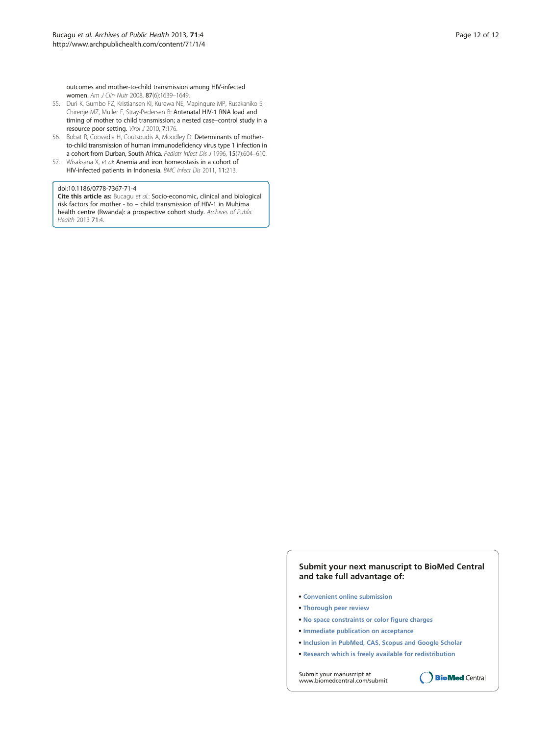outcomes and mother-to-child transmission among HIV-infected women. *Am J Clin Nutr* 2008, **87**(6):1639–1649.

55. Duri K, Gumbo FZ, Kristiansen KI, Kurewa NE, Mapingure MP, Rusakaniko S, Chirenje MZ, Muller F, Stray-Pedersen B: **Antenatal HIV-1 RNA load and timing of mother to child transmission; a nested case–control study in a resource poor setting.** *Virol J* 2010, **7:**176.
56. Bobat R, Coovadia H, Coutsoudis A, Moodley D: **Determinants of mother-to-child transmission of human immunodeficiency virus type 1 infection in a cohort from Durban, South Africa.** *Pediatr Infect Dis J* 1996, **15**(7):604–610.
57. Wisaksana X, *et al*: **Anemia and iron homeostasis in a cohort of HIV-infected patients in Indonesia.** *BMC Infect Dis* 2011, **11:**213.

doi:10.1186/0778-7367-71-4

**Cite this article as:** Bucagu *et al.*: Socio-economic, clinical and biological risk factors for mother - to – child transmission of HIV-1 in Muhima health centre (Rwanda): a prospective cohort study. *Archives of Public Health* 2013 **71**:4.

**Submit your next manuscript to BioMed Central and take full advantage of:**

- **Convenient online submission**
- **Thorough peer review**
- **No space constraints or color figure charges**
- **Immediate publication on acceptance**
- **Inclusion in PubMed, CAS, Scopus and Google Scholar**
- **Research which is freely available for redistribution**

Submit your manuscript at
www.biomedcentral.com/submit

BioMed Central